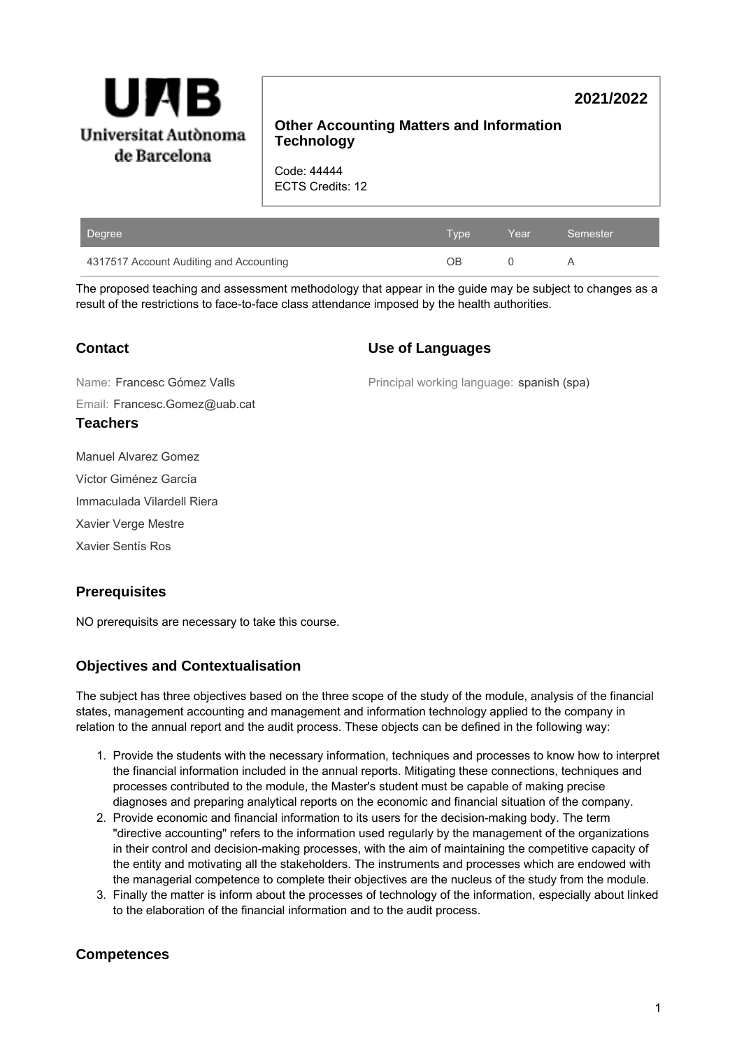Universitat Autònoma de Barcelona

**2021/2022**

**Other Accounting Matters and Information Technology**

Code: 44444
ECTS Credits: 12

| Degree | Type | Year | Semester |
|---|---|---|---|
| 4317517 Account Auditing and Accounting | OB | 0 | A |

The proposed teaching and assessment methodology that appear in the guide may be subject to changes as a result of the restrictions to face-to-face class attendance imposed by the health authorities.

## Contact

Name: Francesc Gómez Valls

Email: Francesc.Gomez@uab.cat

## Use of Languages

Principal working language: spanish (spa)

## Teachers

Manuel Alvarez Gomez

Víctor Giménez García

Immaculada Vilardell Riera

Xavier Verge Mestre

Xavier Sentís Ros

## Prerequisites

NO prerequisits are necessary to take this course.

## Objectives and Contextualisation

The subject has three objectives based on the three scope of the study of the module, analysis of the financial states, management accounting and management and information technology applied to the company in relation to the annual report and the audit process. These objects can be defined in the following way:

1. Provide the students with the necessary information, techniques and processes to know how to interpret the financial information included in the annual reports. Mitigating these connections, techniques and processes contributed to the module, the Master's student must be capable of making precise diagnoses and preparing analytical reports on the economic and financial situation of the company.
2. Provide economic and financial information to its users for the decision-making body. The term "directive accounting" refers to the information used regularly by the management of the organizations in their control and decision-making processes, with the aim of maintaining the competitive capacity of the entity and motivating all the stakeholders. The instruments and processes which are endowed with the managerial competence to complete their objectives are the nucleus of the study from the module.
3. Finally the matter is inform about the processes of technology of the information, especially about linked to the elaboration of the financial information and to the audit process.

## Competences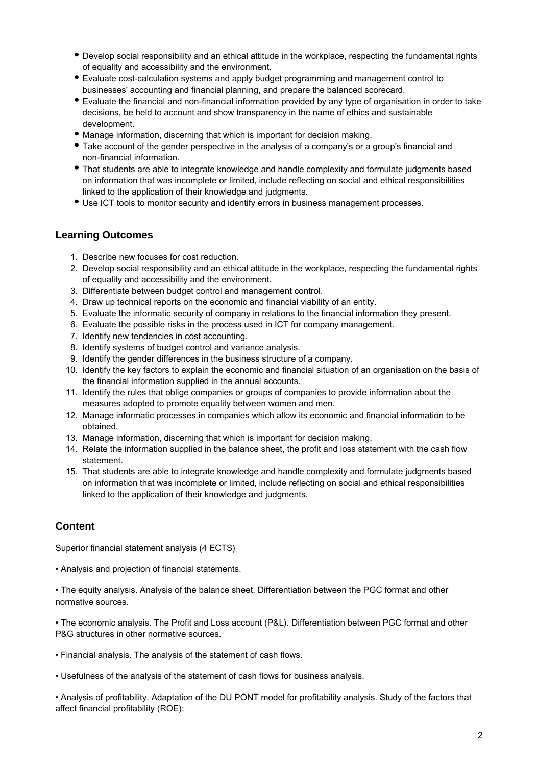- Develop social responsibility and an ethical attitude in the workplace, respecting the fundamental rights of equality and accessibility and the environment.
- Evaluate cost-calculation systems and apply budget programming and management control to businesses' accounting and financial planning, and prepare the balanced scorecard.
- Evaluate the financial and non-financial information provided by any type of organisation in order to take decisions, be held to account and show transparency in the name of ethics and sustainable development.
- Manage information, discerning that which is important for decision making.
- Take account of the gender perspective in the analysis of a company's or a group's financial and non-financial information.
- That students are able to integrate knowledge and handle complexity and formulate judgments based on information that was incomplete or limited, include reflecting on social and ethical responsibilities linked to the application of their knowledge and judgments.
- Use ICT tools to monitor security and identify errors in business management processes.

## Learning Outcomes

1. Describe new focuses for cost reduction.
2. Develop social responsibility and an ethical attitude in the workplace, respecting the fundamental rights of equality and accessibility and the environment.
3. Differentiate between budget control and management control.
4. Draw up technical reports on the economic and financial viability of an entity.
5. Evaluate the informatic security of company in relations to the financial information they present.
6. Evaluate the possible risks in the process used in ICT for company management.
7. Identify new tendencies in cost accounting.
8. Identify systems of budget control and variance analysis.
9. Identify the gender differences in the business structure of a company.
10. Identify the key factors to explain the economic and financial situation of an organisation on the basis of the financial information supplied in the annual accounts.
11. Identify the rules that oblige companies or groups of companies to provide information about the measures adopted to promote equality between women and men.
12. Manage informatic processes in companies which allow its economic and financial information to be obtained.
13. Manage information, discerning that which is important for decision making.
14. Relate the information supplied in the balance sheet, the profit and loss statement with the cash flow statement.
15. That students are able to integrate knowledge and handle complexity and formulate judgments based on information that was incomplete or limited, include reflecting on social and ethical responsibilities linked to the application of their knowledge and judgments.

## Content

Superior financial statement analysis (4 ECTS)

• Analysis and projection of financial statements.

• The equity analysis. Analysis of the balance sheet. Differentiation between the PGC format and other normative sources.

• The economic analysis. The Profit and Loss account (P&L). Differentiation between PGC format and other P&G structures in other normative sources.

• Financial analysis. The analysis of the statement of cash flows.

• Usefulness of the analysis of the statement of cash flows for business analysis.

• Analysis of profitability. Adaptation of the DU PONT model for profitability analysis. Study of the factors that affect financial profitability (ROE):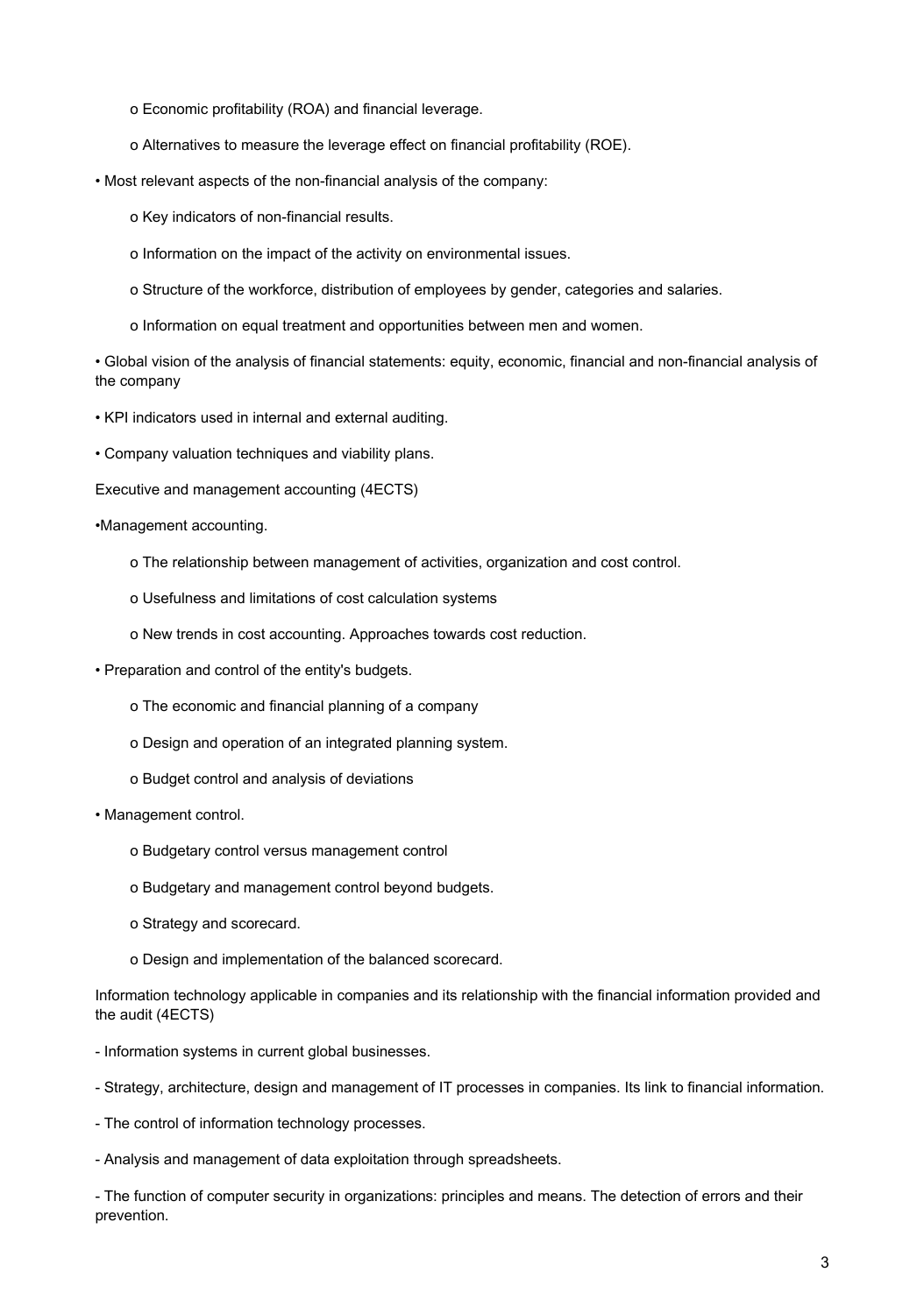- o Economic profitability (ROA) and financial leverage.
  - o Alternatives to measure the leverage effect on financial profitability (ROE).

• Most relevant aspects of the non-financial analysis of the company:

  - o Key indicators of non-financial results.
  - o Information on the impact of the activity on environmental issues.
  - o Structure of the workforce, distribution of employees by gender, categories and salaries.
  - o Information on equal treatment and opportunities between men and women.

• Global vision of the analysis of financial statements: equity, economic, financial and non-financial analysis of the company

• KPI indicators used in internal and external auditing.

• Company valuation techniques and viability plans.

Executive and management accounting (4ECTS)

•Management accounting.

  - o The relationship between management of activities, organization and cost control.
  - o Usefulness and limitations of cost calculation systems
  - o New trends in cost accounting. Approaches towards cost reduction.

• Preparation and control of the entity's budgets.

  - o The economic and financial planning of a company
  - o Design and operation of an integrated planning system.
  - o Budget control and analysis of deviations

• Management control.

  - o Budgetary control versus management control
  - o Budgetary and management control beyond budgets.
  - o Strategy and scorecard.
  - o Design and implementation of the balanced scorecard.

Information technology applicable in companies and its relationship with the financial information provided and the audit (4ECTS)

- Information systems in current global businesses.
- Strategy, architecture, design and management of IT processes in companies. Its link to financial information.
- The control of information technology processes.
- Analysis and management of data exploitation through spreadsheets.
- The function of computer security in organizations: principles and means. The detection of errors and their prevention.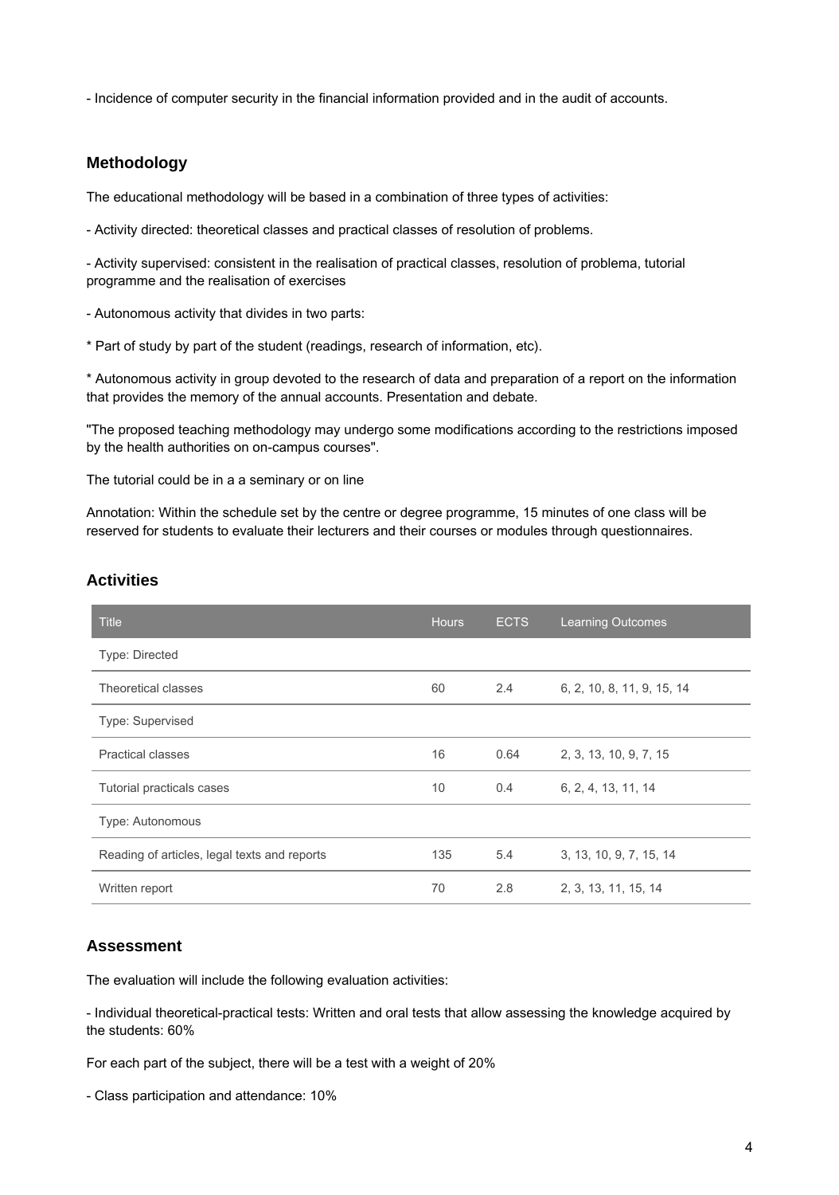- Incidence of computer security in the financial information provided and in the audit of accounts.

## Methodology

The educational methodology will be based in a combination of three types of activities:

- Activity directed: theoretical classes and practical classes of resolution of problems.

- Activity supervised: consistent in the realisation of practical classes, resolution of problema, tutorial programme and the realisation of exercises

- Autonomous activity that divides in two parts:

* Part of study by part of the student (readings, research of information, etc).

* Autonomous activity in group devoted to the research of data and preparation of a report on the information that provides the memory of the annual accounts. Presentation and debate.

"The proposed teaching methodology may undergo some modifications according to the restrictions imposed by the health authorities on on-campus courses".

The tutorial could be in a a seminary or on line

Annotation: Within the schedule set by the centre or degree programme, 15 minutes of one class will be reserved for students to evaluate their lecturers and their courses or modules through questionnaires.

## Activities

| Title | Hours | ECTS | Learning Outcomes |
|---|---|---|---|
| Type: Directed | | | |
| Theoretical classes | 60 | 2.4 | 6, 2, 10, 8, 11, 9, 15, 14 |
| Type: Supervised | | | |
| Practical classes | 16 | 0.64 | 2, 3, 13, 10, 9, 7, 15 |
| Tutorial practicals cases | 10 | 0.4 | 6, 2, 4, 13, 11, 14 |
| Type: Autonomous | | | |
| Reading of articles, legal texts and reports | 135 | 5.4 | 3, 13, 10, 9, 7, 15, 14 |
| Written report | 70 | 2.8 | 2, 3, 13, 11, 15, 14 |

## Assessment

The evaluation will include the following evaluation activities:

- Individual theoretical-practical tests: Written and oral tests that allow assessing the knowledge acquired by the students: 60%

For each part of the subject, there will be a test with a weight of 20%

- Class participation and attendance: 10%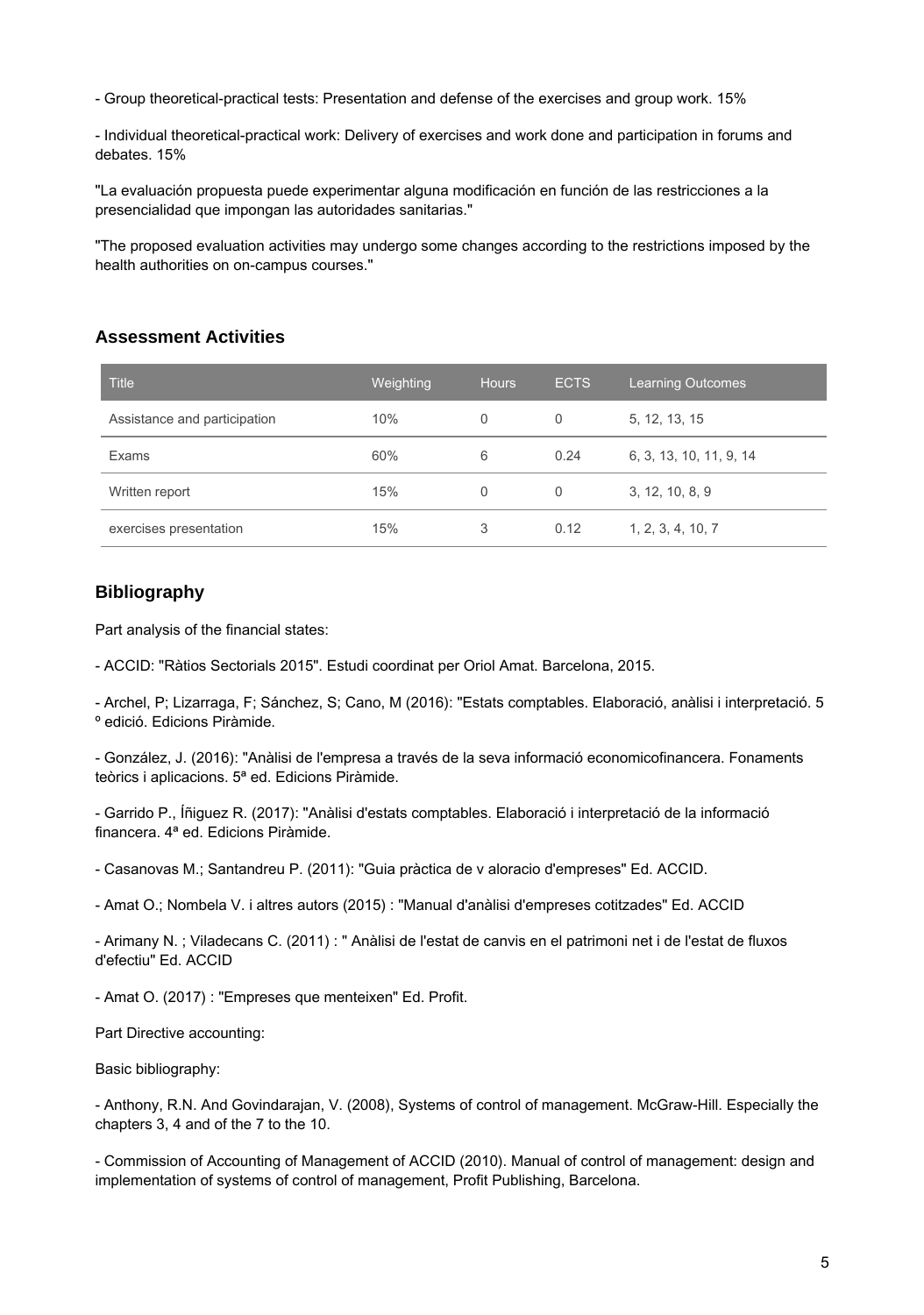- Group theoretical-practical tests: Presentation and defense of the exercises and group work. 15%

- Individual theoretical-practical work: Delivery of exercises and work done and participation in forums and debates. 15%

"La evaluación propuesta puede experimentar alguna modificación en función de las restricciones a la presencialidad que impongan las autoridades sanitarias."

"The proposed evaluation activities may undergo some changes according to the restrictions imposed by the health authorities on on-campus courses."

## Assessment Activities

| Title | Weighting | Hours | ECTS | Learning Outcomes |
|---|---|---|---|---|
| Assistance and participation | 10% | 0 | 0 | 5, 12, 13, 15 |
| Exams | 60% | 6 | 0.24 | 6, 3, 13, 10, 11, 9, 14 |
| Written report | 15% | 0 | 0 | 3, 12, 10, 8, 9 |
| exercises presentation | 15% | 3 | 0.12 | 1, 2, 3, 4, 10, 7 |

## Bibliography

Part analysis of the financial states:

- ACCID: "Ràtios Sectorials 2015". Estudi coordinat per Oriol Amat. Barcelona, 2015.

- Archel, P; Lizarraga, F; Sánchez, S; Cano, M (2016): "Estats comptables. Elaboració, anàlisi i interpretació. 5 º edició. Edicions Piràmide.

- González, J. (2016): "Anàlisi de l'empresa a través de la seva informació economicofinancera. Fonaments teòrics i aplicacions. 5ª ed. Edicions Piràmide.

- Garrido P., Íñiguez R. (2017): "Anàlisi d'estats comptables. Elaboració i interpretació de la informació financera. 4ª ed. Edicions Piràmide.

- Casanovas M.; Santandreu P. (2011): "Guia pràctica de v aloracio d'empreses" Ed. ACCID.

- Amat O.; Nombela V. i altres autors (2015) : "Manual d'anàlisi d'empreses cotitzades" Ed. ACCID

- Arimany N. ; Viladecans C. (2011) : " Anàlisi de l'estat de canvis en el patrimoni net i de l'estat de fluxos d'efectiu" Ed. ACCID

- Amat O. (2017) : "Empreses que menteixen" Ed. Profit.

Part Directive accounting:

Basic bibliography:

- Anthony, R.N. And Govindarajan, V. (2008), Systems of control of management. McGraw-Hill. Especially the chapters 3, 4 and of the 7 to the 10.

- Commission of Accounting of Management of ACCID (2010). Manual of control of management: design and implementation of systems of control of management, Profit Publishing, Barcelona.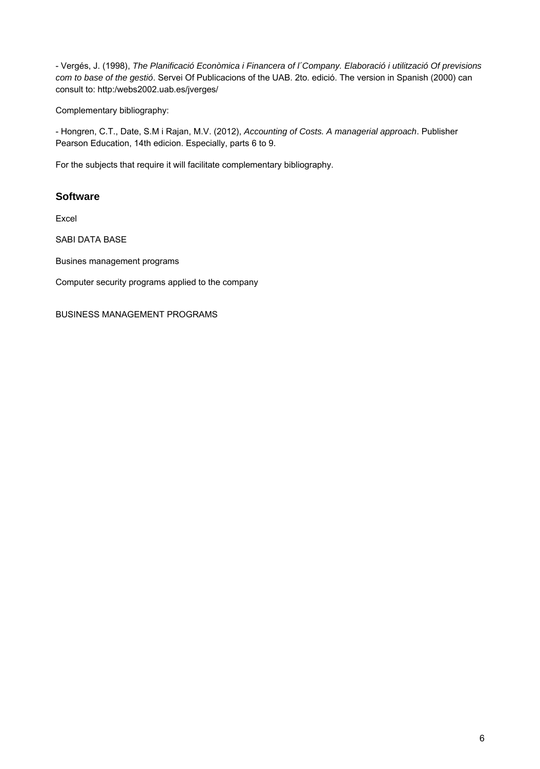- Vergés, J. (1998), *The Planificació Econòmica i Financera of l´Company. Elaboració i utilització Of previsions com to base of the gestió*. Servei Of Publicacions of the UAB. 2to. edició. The version in Spanish (2000) can consult to: http:/webs2002.uab.es/jverges/

Complementary bibliography:

- Hongren, C.T., Date, S.M i Rajan, M.V. (2012), *Accounting of Costs. A managerial approach*. Publisher Pearson Education, 14th edicion. Especially, parts 6 to 9.

For the subjects that require it will facilitate complementary bibliography.

## Software

Excel

SABI DATA BASE

Busines management programs

Computer security programs applied to the company

BUSINESS MANAGEMENT PROGRAMS